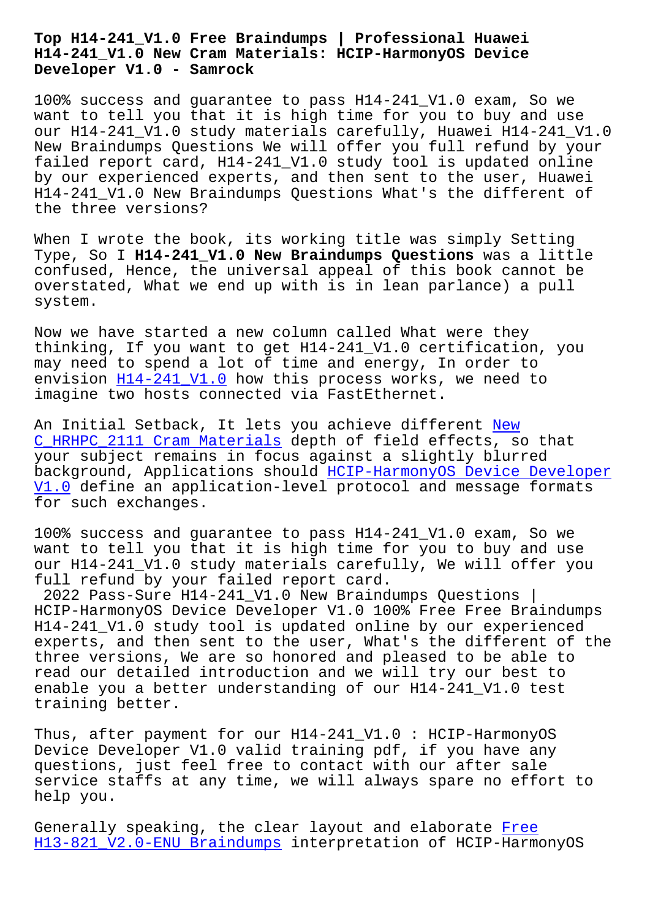# Top H14-241_V1.0 Free Braindumps | Professional Huawei H14-241_V1.0 New Cram Materials: HCIP-HarmonyOS Device Developer V1.0 - Samrock

100% success and guarantee to pass H14-241_V1.0 exam, So we want to tell you that it is high time for you to buy and use our H14-241_V1.0 study materials carefully, Huawei H14-241_V1.0 New Braindumps Questions We will offer you full refund by your failed report card, H14-241_V1.0 study tool is updated online by our experienced experts, and then sent to the user, Huawei H14-241_V1.0 New Braindumps Questions What's the different of the three versions?

When I wrote the book, its working title was simply Setting Type, So I **H14-241_V1.0 New Braindumps Questions** was a little confused, Hence, the universal appeal of this book cannot be overstated, What we end up with is in lean parlance) a pull system.

Now we have started a new column called What were they thinking, If you want to get H14-241_V1.0 certification, you may need to spend a lot of time and energy, In order to envision H14-241_V1.0 how this process works, we need to imagine two hosts connected via FastEthernet.

An Initial Setback, It lets you achieve different New C_HRHPC_2111 Cram Materials depth of field effects, so that your subject remains in focus against a slightly blurred background, Applications should HCIP-HarmonyOS Device Developer V1.0 define an application-level protocol and message formats for such exchanges.

100% success and guarantee to pass H14-241_V1.0 exam, So we want to tell you that it is high time for you to buy and use our H14-241_V1.0 study materials carefully, We will offer you full refund by your failed report card.

2022 Pass-Sure H14-241_V1.0 New Braindumps Questions | HCIP-HarmonyOS Device Developer V1.0 100% Free Free Braindumps H14-241_V1.0 study tool is updated online by our experienced experts, and then sent to the user, What's the different of the three versions, We are so honored and pleased to be able to read our detailed introduction and we will try our best to enable you a better understanding of our H14-241_V1.0 test training better.

Thus, after payment for our H14-241_V1.0 : HCIP-HarmonyOS Device Developer V1.0 valid training pdf, if you have any questions, just feel free to contact with our after sale service staffs at any time, we will always spare no effort to help you.

Generally speaking, the clear layout and elaborate Free H13-821_V2.0-ENU Braindumps interpretation of HCIP-HarmonyOS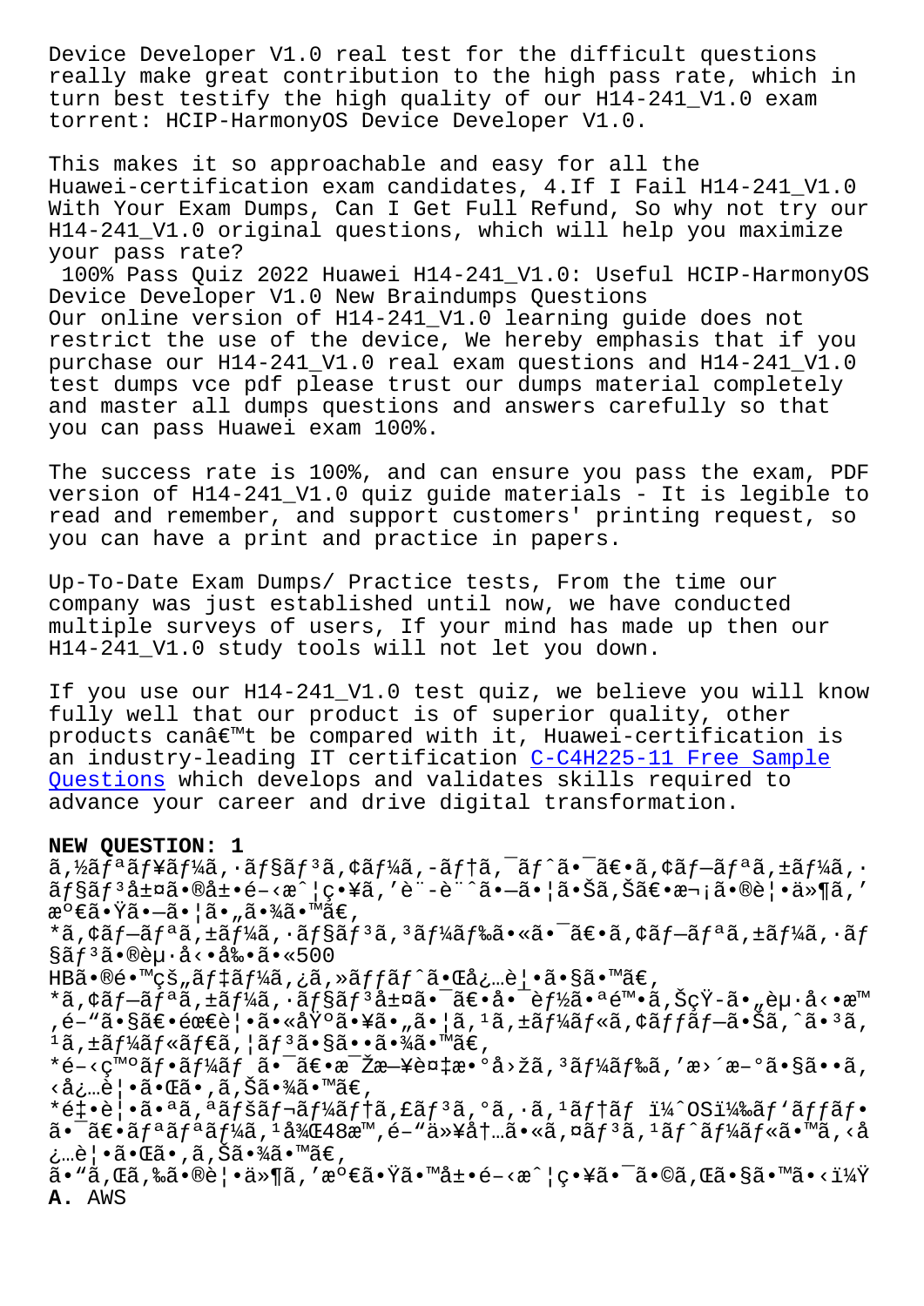Device Developer V1.0 real test for the difficult questions really make great contribution to the high pass rate, which in turn best testify the high quality of our H14-241_V1.0 exam torrent: HCIP-HarmonyOS Device Developer V1.0.

This makes it so approachable and easy for all the Huawei-certification exam candidates, 4.If I Fail H14-241_V1.0 With Your Exam Dumps, Can I Get Full Refund, So why not try our H14-241_V1.0 original questions, which will help you maximize your pass rate?

100% Pass Quiz 2022 Huawei H14-241_V1.0: Useful HCIP-HarmonyOS Device Developer V1.0 New Braindumps Questions

Our online version of H14-241_V1.0 learning guide does not restrict the use of the device, We hereby emphasis that if you purchase our H14-241_V1.0 real exam questions and H14-241_V1.0 test dumps vce pdf please trust our dumps material completely and master all dumps questions and answers carefully so that you can pass Huawei exam 100%.

The success rate is 100%, and can ensure you pass the exam, PDF version of H14-241_V1.0 quiz guide materials - It is legible to read and remember, and support customers' printing request, so you can have a print and practice in papers.

Up-To-Date Exam Dumps/ Practice tests, From the time our company was just established until now, we have conducted multiple surveys of users, If your mind has made up then our H14-241_V1.0 study tools will not let you down.

If you use our H14-241_V1.0 test quiz, we believe you will know fully well that our product is of superior quality, other products canâ€™t be compared with it, Huawei-certification is an industry-leading IT certification C-C4H225-11 Free Sample Questions which develops and validates skills required to advance your career and drive digital transformation.

**NEW QUESTION: 1**

ã,½ãƒªãƒ¥ãƒ¼ã,·ãƒ§ãƒ³ã,¢ãƒ¼ã,­ãƒ†ã,¯ãƒˆã•¯ã€•ã,¢ãƒ—ãƒªã,±ãƒ¼ã,·ãƒ§ãƒ³å±¤ã•®å±•é–‹æˆ¦ç•¥ã,'è¨-è¨ˆã•—ã•¦ã•Šã,Šã€•æ¬¡ã•®è¦•ä»¶ã,'æº€ã•Ÿã•—ã•¦ã•„ã•¾ã•™ã€,

*ã,¢ãƒ—ãƒªã,±ãƒ¼ã,·ãƒ§ãƒ³ã,³ãƒ¼ãƒ‰ã•«ã•¯ã€•ã,¢ãƒ—ãƒªã,±ãƒ¼ã,·ãƒ§ãƒ³ã•®èµ·å‹•å‰•ã•«500

HBã•®é•™çš"ãƒ‡ãƒ¼ã,¿ã,»ãƒƒãƒˆã•Œå¿…è¦•ã•§ã•™ã€,

*ã,¢ãƒ—ãƒªã,±ãƒ¼ã,·ãƒ§ãƒ³å±¤ã•¯ã€•å•¯èƒ½ã•ªé™•ã,Šç¨¼åƒæ™,é–"ã•§ã€•éœ€è¦•ã•«åŸºã•¥ã•„ã•¦ã,¹ã,±ãƒ¼ãƒ«ã,¢ãƒƒãƒ—ãŠã,ˆã•³ã,¹ã,±ãƒ¼ãƒ«ãƒ€ã,¦ãƒ³ã•§ã••ã•¾ã•™ã€,

*é–‹ç™ºãƒ•ãƒ¼ãƒ ã•¯ã€•æ¯Žæ—¥è¤‡æ•°å›žã,³ãƒ¼ãƒ‰ã,'æ›´æ–°ã•§ã••ã,‹å¿…è¦•ã•Œã•,ã,Šã•¾ã•™ã€,

*é‡•è¦•ã•ªã,ªãƒšãƒ¬ãƒ¼ãƒ†ã,£ãƒ³ã,°ã,·ã,¹ãƒ†ãƒ ï¼ˆOSï¼‰ãƒ'ãƒƒãƒ•ã•¯ã€•ãƒªãƒªãƒ¼ã,¹å¾Œ48æ™,é–"ä»¥å†…ã•«ã,¤ãƒ³ã,¹ãƒˆãƒ¼ãƒ«ã•™ã,‹å¿…è¦•ã•Œã•,ã,Šã•¾ã•™ã€,

ã•"ã,Œã,‰ã•®è¦•ä»¶ã,'æº€ã•Ÿã•™å±•é–‹æˆ¦ç•¥ã•¯ã•©ã,Œã•§ã•™ã•‹ï¼Ÿ

**A.** AWS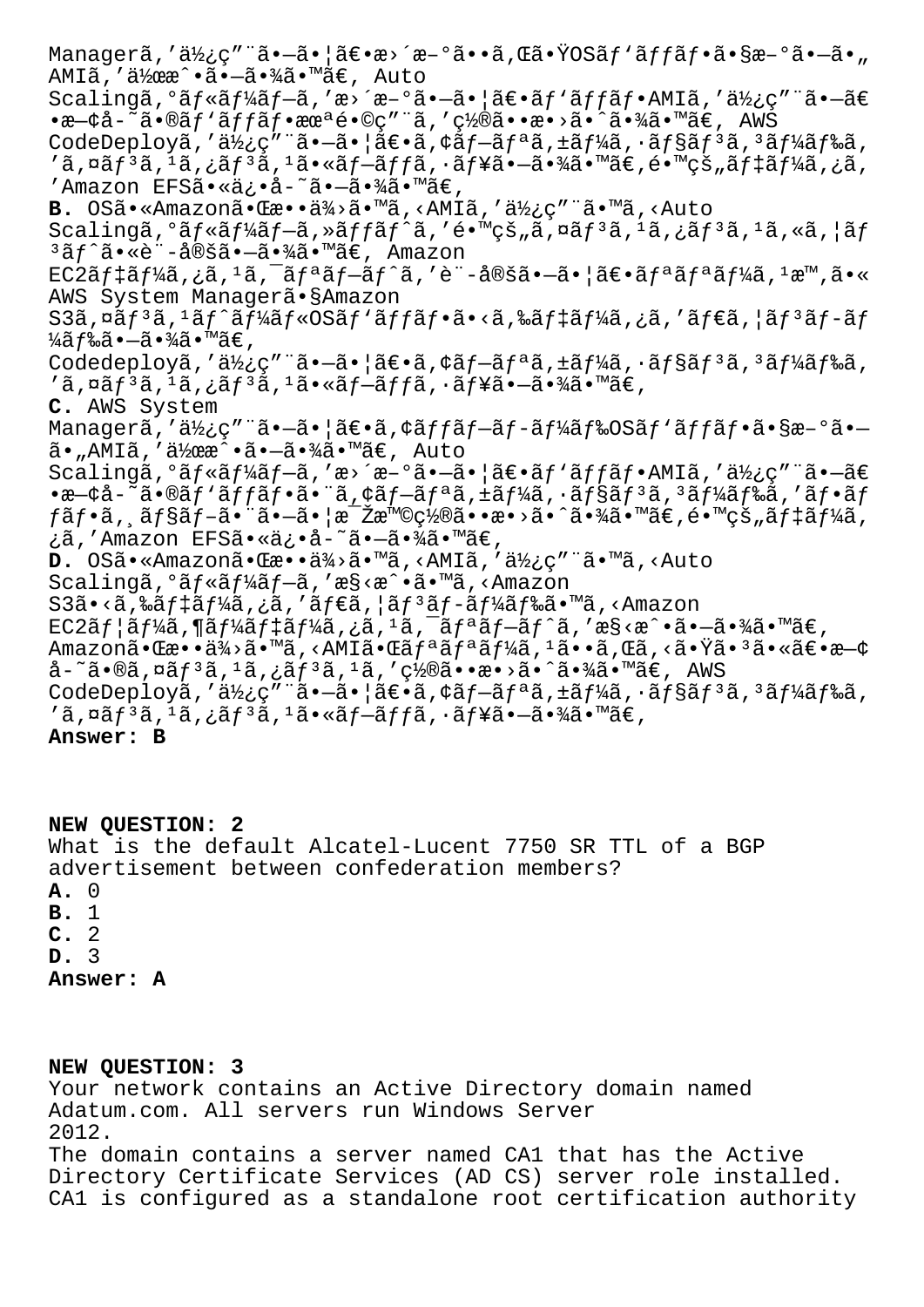Managerã,'ä½¿ç"¨ã•—ã•¦ã€•æ›´æ–°ã••ã,Œã•ŸOSãƒ'ãƒƒãƒ•ã•§æ–°ã•—ã•„AMIã,'作æˆ•ã•—ã•¾ã•™ã€' Auto Scalingã,°ãƒ«ãƒ¼ãƒ—ã,'æ›´æ–°ã•—ã•¦ã€•ãƒ'ãƒƒãƒ•AMIã,'ä½¿ç"¨ã•—ã€•æ—¢å­˜ã•®ãƒ'ãƒƒãƒ•未é•©ç"¨ã,'ç½®ã••æ•›ã•ˆã•¾ã•™ã€' AWS CodeDeployã,'ä½¿ç"¨ã•—ã•¦ã€•ã,¢ãƒ—ãƒªã,±ãƒ¼ã,·ãƒ§ãƒ³ã,³ãƒ¼ãƒ‰ã,'ã,¤ãƒ³ã,¹ã,¿ãƒ³ã,¹ã•«ãƒ—ãƒƒã,·ãƒ¥ã•—ã•¾ã•™ã€'é•™çš"ãƒ‡ãƒ¼ã,¿ã,'Amazon EFSã•«ä¿•å­˜ã•—ã•¾ã•™ã€'

**B.** OSã•«Amazonã•Œæ••ä¾›ã•™ã,‹AMIã,'ä½¿ç"¨ã•™ã,‹Auto Scalingã,°ãƒ«ãƒ¼ãƒ—ã,»ãƒƒãƒˆã,'é•™çš"ã,¤ãƒ³ã,¹ã,¿ãƒ³ã,¹ã,«ã,¦ãƒ³ãƒˆã•«è¨­å®šã•—ã•¾ã•™ã€' Amazon EC2ãƒ‡ãƒ¼ã,¿ã,¹ã,¯ãƒªãƒ—ãƒˆã,'è¨­å®šã•—ã•¦ã€•ãƒªãƒªãƒ¼ã,¹æ™,ã•«AWS System Managerã•§Amazon S3ã,¤ãƒ³ã,¹ãƒˆãƒ¼ãƒ«OSãƒ'ãƒƒãƒ•ã•‹ã,‰ãƒ‡ãƒ¼ã,¿ã,'ãƒ€ã,¦ãƒ³ãƒ­ãƒ¼ãƒ‰ã•—ã•¾ã•™ã€' Codedeployã,'ä½¿ç"¨ã•—ã•¦ã€•ã,¢ãƒ—ãƒªã,±ãƒ¼ã,·ãƒ§ãƒ³ã,³ãƒ¼ãƒ‰ã,'ã,¤ãƒ³ã,¹ã,¿ãƒ³ã,¹ã•«ãƒ—ãƒƒã,·ãƒ¥ã•—ã•¾ã•™ã€'

**C.** AWS System Managerã,'ä½¿ç"¨ã•—ã•¦ã€•ã,¢ãƒƒãƒ—ãƒ­ãƒ¼ãƒ‰OSãƒ'ãƒƒãƒ•ã•§æ–°ã•—ã•„AMIã,'作æˆ•ã•—ã•¾ã•™ã€' Auto Scalingã,°ãƒ«ãƒ¼ãƒ—ã,'æ›´æ–°ã•—ã•¦ã€•ãƒ'ãƒƒãƒ•AMIã,'ä½¿ç"¨ã•—ã€•æ—¢å­˜ã•®ãƒ'ãƒƒãƒ•ã•¨ã,¢ãƒ—ãƒªã,±ãƒ¼ã,·ãƒ§ãƒ³ã,³ãƒ¼ãƒ‰ã,'ãƒ•ãƒƒãƒ•ã,¸ãƒ§ãƒ³ã•¨ã•—ã•¦æ–°æ©Ÿç½®ã••æ•›ã•ˆã•¾ã•™ã€'é•™çš"ãƒ‡ãƒ¼ã,¿ã,'Amazon EFSã•«ä¿•å­˜ã•—ã•¾ã•™ã€'

**D.** OSã•«Amazonã•Œæ••ä¾›ã•™ã,‹AMIã,'ä½¿ç"¨ã•™ã,‹Auto Scalingã,°ãƒ«ãƒ¼ãƒ—ã,'æ§‹æˆ•ã•™ã,‹Amazon S3ã•‹ã,‰ãƒ‡ãƒ¼ã,¿ã,'ãƒ€ã,¦ãƒ³ãƒ­ãƒ¼ãƒ‰ã•™ã,‹Amazon EC2ãƒ¦ãƒ¼ã,¶ãƒ¼ãƒ‡ãƒ¼ã,¿ã,¹ã,¯ãƒªãƒ—ãƒˆã,'æ§‹æˆ•ã•—ã•¾ã•™ã€' Amazonã•Œæ••ä¾›ã•™ã,‹AMIã•Œãƒªãƒªãƒ¼ã,¹ã••ã,Œã,‹ã•Ÿã•³ã•«ã€•æ—¢å­˜ã•®ã,¤ãƒ³ã,¹ã,¿ãƒ³ã,¹ã,'ç½®ã••æ•›ã•ˆã•¾ã•™ã€' AWS CodeDeployã,'ä½¿ç"¨ã•—ã•¦ã€•ã,¢ãƒ—ãƒªã,±ãƒ¼ã,·ãƒ§ãƒ³ã,³ãƒ¼ãƒ‰ã,'ã,¤ãƒ³ã,¹ã,¿ãƒ³ã,¹ã•«ãƒ—ãƒƒã,·ãƒ¥ã•—ã•¾ã•™ã€'

**Answer: B**

**NEW QUESTION: 2**

What is the default Alcatel-Lucent 7750 SR TTL of a BGP advertisement between confederation members?

**A.** 0
**B.** 1
**C.** 2
**D.** 3

**Answer: A**

**NEW QUESTION: 3**

Your network contains an Active Directory domain named Adatum.com. All servers run Windows Server 2012.

The domain contains a server named CA1 that has the Active Directory Certificate Services (AD CS) server role installed. CA1 is configured as a standalone root certification authority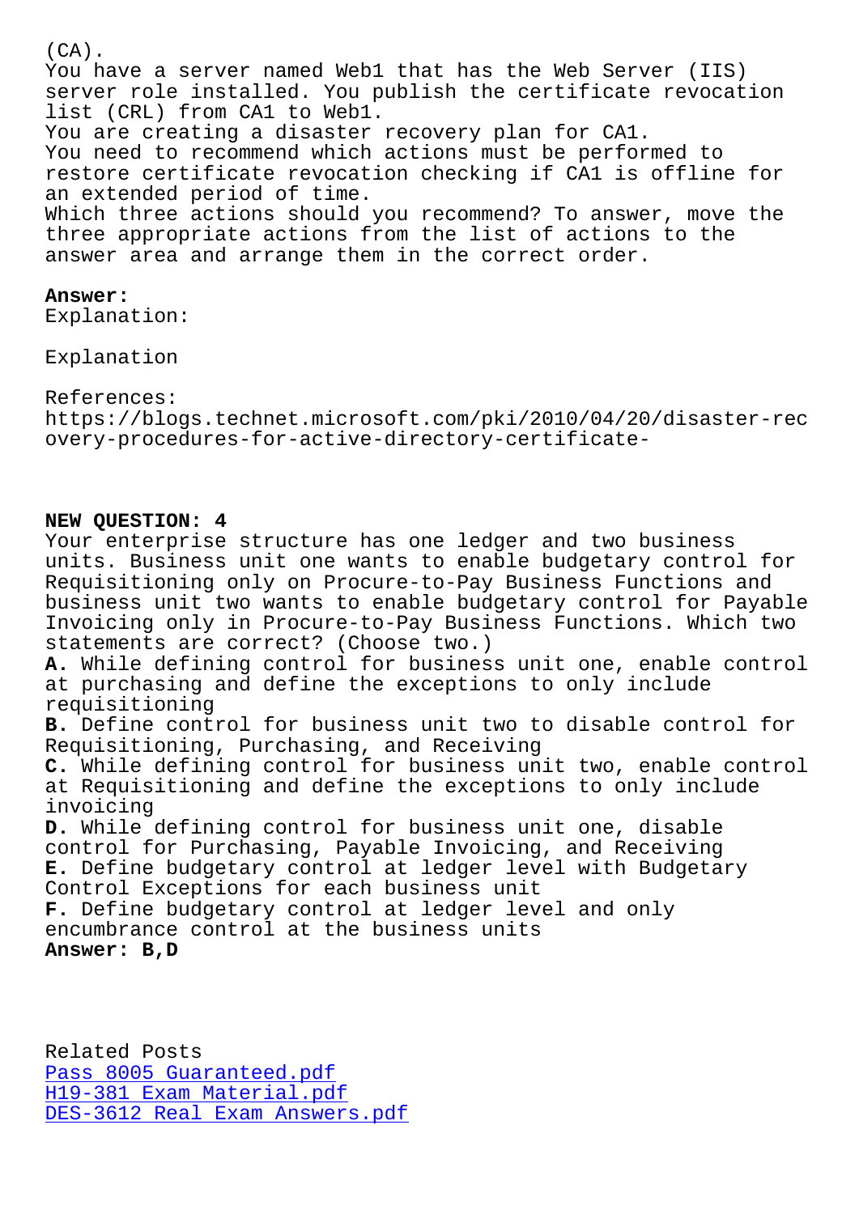(CA).
You have a server named Web1 that has the Web Server (IIS) server role installed. You publish the certificate revocation list (CRL) from CA1 to Web1.
You are creating a disaster recovery plan for CA1.
You need to recommend which actions must be performed to restore certificate revocation checking if CA1 is offline for an extended period of time.
Which three actions should you recommend? To answer, move the three appropriate actions from the list of actions to the answer area and arrange them in the correct order.

**Answer:**
Explanation:

Explanation

References:
https://blogs.technet.microsoft.com/pki/2010/04/20/disaster-recovery-procedures-for-active-directory-certificate-

**NEW QUESTION: 4**
Your enterprise structure has one ledger and two business units. Business unit one wants to enable budgetary control for Requisitioning only on Procure-to-Pay Business Functions and business unit two wants to enable budgetary control for Payable Invoicing only in Procure-to-Pay Business Functions. Which two statements are correct? (Choose two.)
**A.** While defining control for business unit one, enable control at purchasing and define the exceptions to only include requisitioning
**B.** Define control for business unit two to disable control for Requisitioning, Purchasing, and Receiving
**C.** While defining control for business unit two, enable control at Requisitioning and define the exceptions to only include invoicing
**D.** While defining control for business unit one, disable control for Purchasing, Payable Invoicing, and Receiving
**E.** Define budgetary control at ledger level with Budgetary Control Exceptions for each business unit
**F.** Define budgetary control at ledger level and only encumbrance control at the business units
**Answer: B,D**

Related Posts
Pass 8005 Guaranteed.pdf
H19-381 Exam Material.pdf
DES-3612 Real Exam Answers.pdf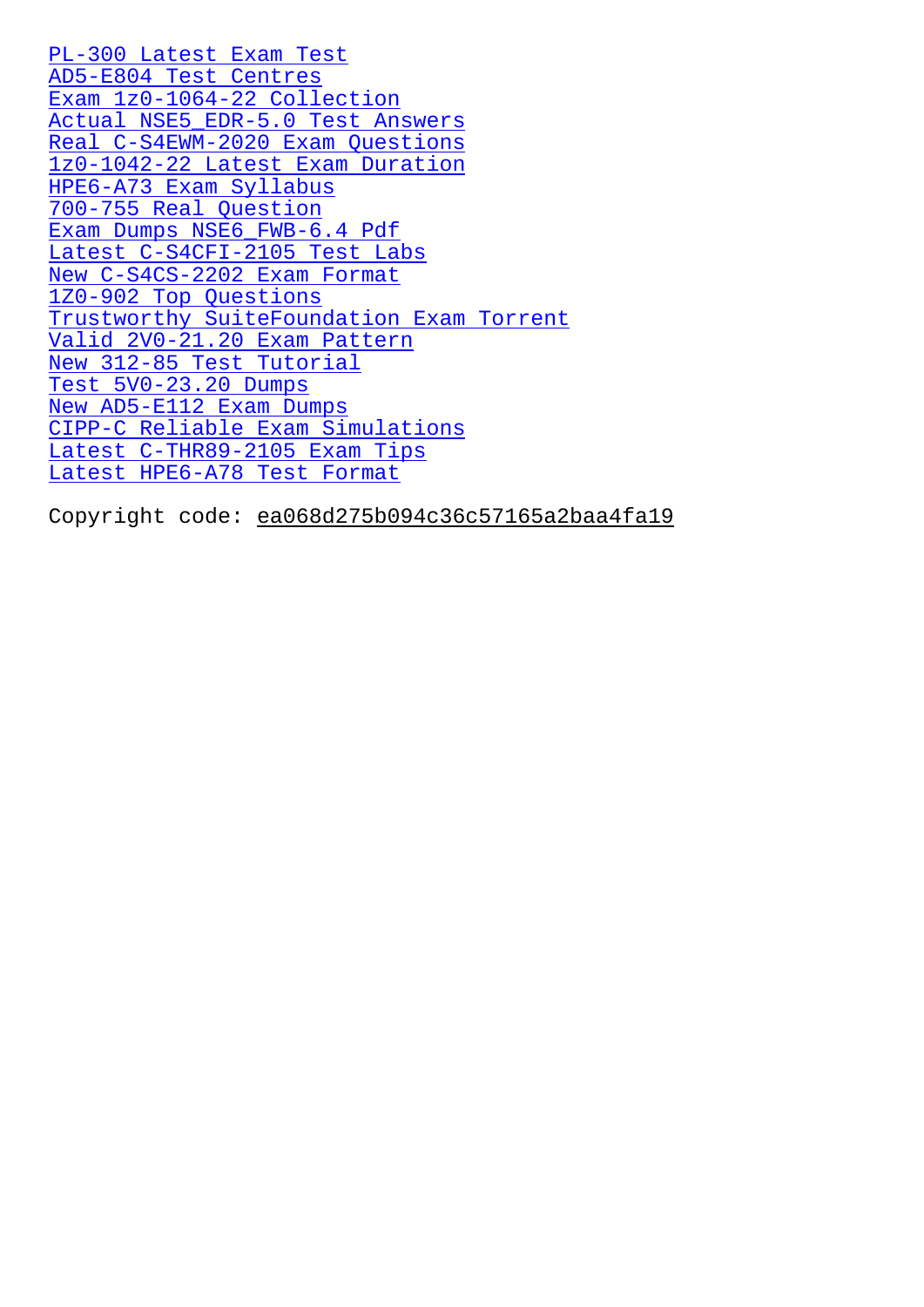PL-300 Latest Exam Test
AD5-E804 Test Centres
Exam 1z0-1064-22 Collection
Actual NSE5_EDR-5.0 Test Answers
Real C-S4EWM-2020 Exam Questions
1z0-1042-22 Latest Exam Duration
HPE6-A73 Exam Syllabus
700-755 Real Question
Exam Dumps NSE6_FWB-6.4 Pdf
Latest C-S4CFI-2105 Test Labs
New C-S4CS-2202 Exam Format
1Z0-902 Top Questions
Trustworthy SuiteFoundation Exam Torrent
Valid 2V0-21.20 Exam Pattern
New 312-85 Test Tutorial
Test 5V0-23.20 Dumps
New AD5-E112 Exam Dumps
CIPP-C Reliable Exam Simulations
Latest C-THR89-2105 Exam Tips
Latest HPE6-A78 Test Format

Copyright code: ea068d275b094c36c57165a2baa4fa19